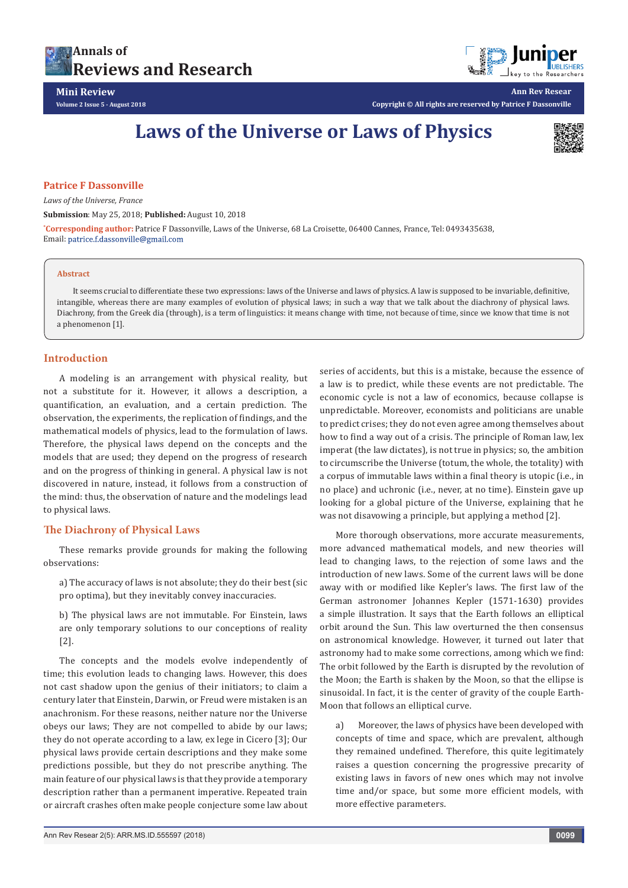Mini Review

Volume 2 Issue 5 - August 2018

Copyright © All rights are reserved by Patrice F Dassonville

# Laws of the Universe or Laws of Physics

**Patrice F Dassonville**

*Laws of the Universe, France*

**Submission**: May 25, 2018; **Published:** August 10, 2018

***Corresponding author:** Patrice F Dassonville, Laws of the Universe, 68 La Croisette, 06400 Cannes, France, Tel: 0493435638, Email: patrice.f.dassonville@gmail.com

## Abstract

It seems crucial to differentiate these two expressions: laws of the Universe and laws of physics. A law is supposed to be invariable, definitive, intangible, whereas there are many examples of evolution of physical laws; in such a way that we talk about the diachrony of physical laws. Diachrony, from the Greek dia (through), is a term of linguistics: it means change with time, not because of time, since we know that time is not a phenomenon [1].

## Introduction

A modeling is an arrangement with physical reality, but not a substitute for it. However, it allows a description, a quantification, an evaluation, and a certain prediction. The observation, the experiments, the replication of findings, and the mathematical models of physics, lead to the formulation of laws. Therefore, the physical laws depend on the concepts and the models that are used; they depend on the progress of research and on the progress of thinking in general. A physical law is not discovered in nature, instead, it follows from a construction of the mind: thus, the observation of nature and the modelings lead to physical laws.

## The Diachrony of Physical Laws

These remarks provide grounds for making the following observations:

a) The accuracy of laws is not absolute; they do their best (sic pro optima), but they inevitably convey inaccuracies.

b) The physical laws are not immutable. For Einstein, laws are only temporary solutions to our conceptions of reality [2].

The concepts and the models evolve independently of time; this evolution leads to changing laws. However, this does not cast shadow upon the genius of their initiators; to claim a century later that Einstein, Darwin, or Freud were mistaken is an anachronism. For these reasons, neither nature nor the Universe obeys our laws; They are not compelled to abide by our laws; they do not operate according to a law, ex lege in Cicero [3]; Our physical laws provide certain descriptions and they make some predictions possible, but they do not prescribe anything. The main feature of our physical laws is that they provide a temporary description rather than a permanent imperative. Repeated train or aircraft crashes often make people conjecture some law about series of accidents, but this is a mistake, because the essence of a law is to predict, while these events are not predictable. The economic cycle is not a law of economics, because collapse is unpredictable. Moreover, economists and politicians are unable to predict crises; they do not even agree among themselves about how to find a way out of a crisis. The principle of Roman law, lex imperat (the law dictates), is not true in physics; so, the ambition to circumscribe the Universe (totum, the whole, the totality) with a corpus of immutable laws within a final theory is utopic (i.e., in no place) and uchronic (i.e., never, at no time). Einstein gave up looking for a global picture of the Universe, explaining that he was not disavowing a principle, but applying a method [2].

More thorough observations, more accurate measurements, more advanced mathematical models, and new theories will lead to changing laws, to the rejection of some laws and the introduction of new laws. Some of the current laws will be done away with or modified like Kepler's laws. The first law of the German astronomer Johannes Kepler (1571-1630) provides a simple illustration. It says that the Earth follows an elliptical orbit around the Sun. This law overturned the then consensus on astronomical knowledge. However, it turned out later that astronomy had to make some corrections, among which we find: The orbit followed by the Earth is disrupted by the revolution of the Moon; the Earth is shaken by the Moon, so that the ellipse is sinusoidal. In fact, it is the center of gravity of the couple Earth-Moon that follows an elliptical curve.

a) Moreover, the laws of physics have been developed with concepts of time and space, which are prevalent, although they remained undefined. Therefore, this quite legitimately raises a question concerning the progressive precarity of existing laws in favors of new ones which may not involve time and/or space, but some more efficient models, with more effective parameters.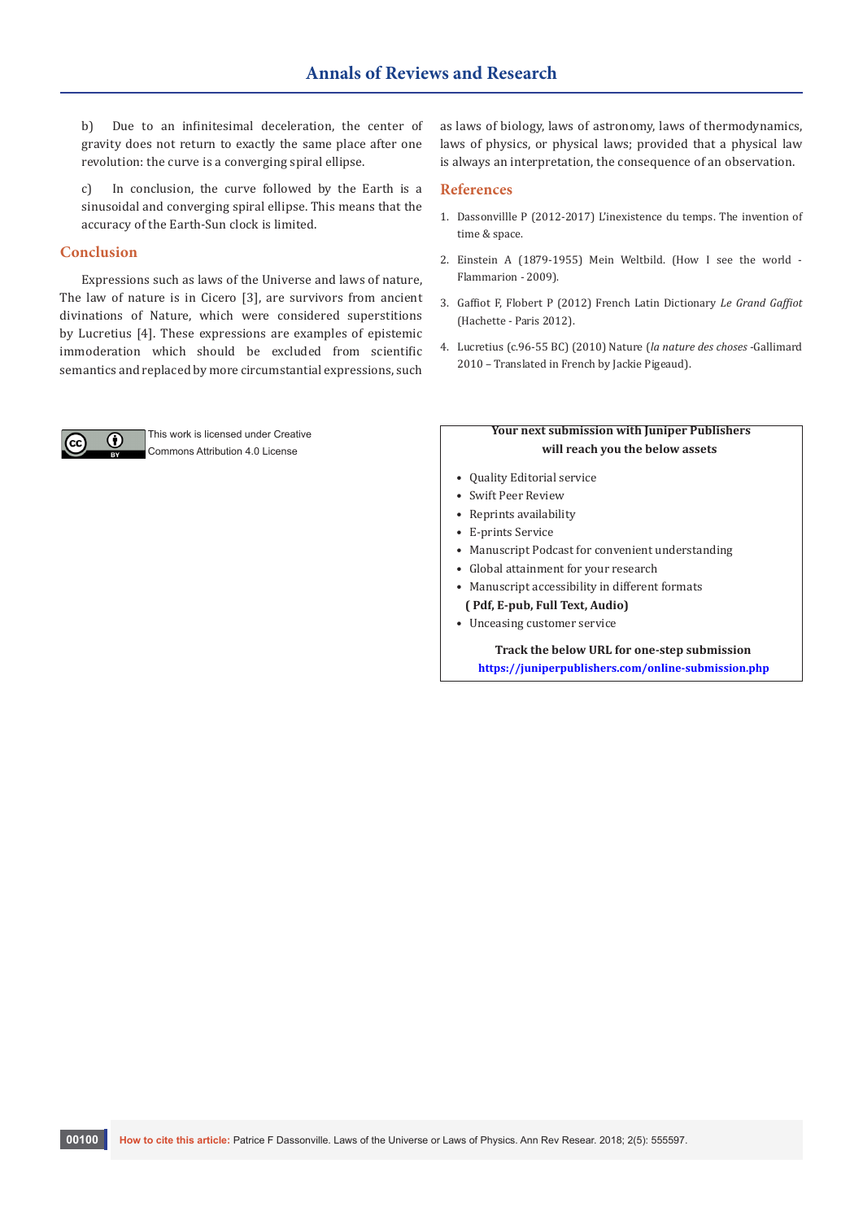b) Due to an infinitesimal deceleration, the center of gravity does not return to exactly the same place after one revolution: the curve is a converging spiral ellipse.

c) In conclusion, the curve followed by the Earth is a sinusoidal and converging spiral ellipse. This means that the accuracy of the Earth-Sun clock is limited.

## Conclusion

Expressions such as laws of the Universe and laws of nature, The law of nature is in Cicero [3], are survivors from ancient divinations of Nature, which were considered superstitions by Lucretius [4]. These expressions are examples of epistemic immoderation which should be excluded from scientific semantics and replaced by more circumstantial expressions, such as laws of biology, laws of astronomy, laws of thermodynamics, laws of physics, or physical laws; provided that a physical law is always an interpretation, the consequence of an observation.

## References

1. Dassonvillle P (2012-2017) L'inexistence du temps. The invention of time & space.
2. Einstein A (1879-1955) Mein Weltbild. (How I see the world - Flammarion - 2009).
3. Gaffiot F, Flobert P (2012) French Latin Dictionary *Le Grand Gaffiot* (Hachette - Paris 2012).
4. Lucretius (c.96-55 BC) (2010) Nature (*la nature des choses* -Gallimard 2010 – Translated in French by Jackie Pigeaud).

This work is licensed under Creative Commons Attribution 4.0 License

**Your next submission with Juniper Publishers will reach you the below assets**

- Quality Editorial service
- Swift Peer Review
- Reprints availability
- E-prints Service
- Manuscript Podcast for convenient understanding
- Global attainment for your research
- Manuscript accessibility in different formats
  **( Pdf, E-pub, Full Text, Audio)**
- Unceasing customer service

**Track the below URL for one-step submission**
**https://juniperpublishers.com/online-submission.php**

**How to cite this article:** Patrice F Dassonville. Laws of the Universe or Laws of Physics. Ann Rev Resear. 2018; 2(5): 555597.